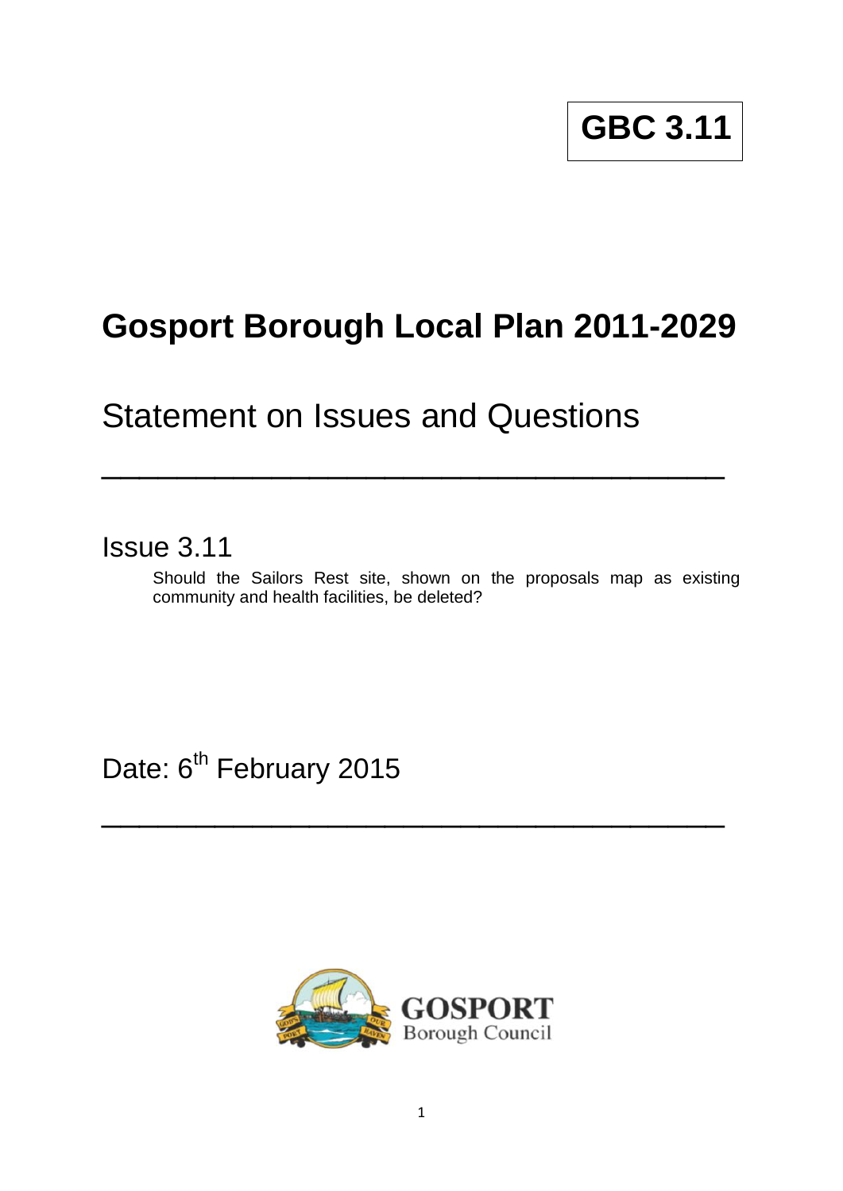**GBC 3.11**

# Gosport Borough Local Plan 2011-2029

## Statement on Issues and Questions

---

## Issue 3.11

Should the Sailors Rest site, shown on the proposals map as existing community and health facilities, be deleted?

Date: 6th February 2015

---

GOSPORT Borough Council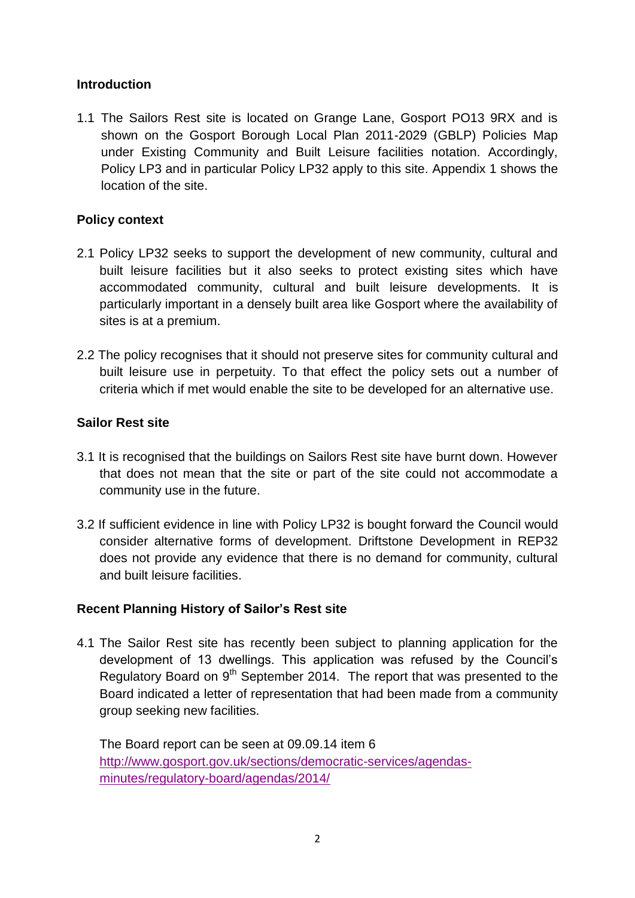## Introduction

1.1 The Sailors Rest site is located on Grange Lane, Gosport PO13 9RX and is shown on the Gosport Borough Local Plan 2011-2029 (GBLP) Policies Map under Existing Community and Built Leisure facilities notation. Accordingly, Policy LP3 and in particular Policy LP32 apply to this site. Appendix 1 shows the location of the site.

## Policy context

2.1 Policy LP32 seeks to support the development of new community, cultural and built leisure facilities but it also seeks to protect existing sites which have accommodated community, cultural and built leisure developments. It is particularly important in a densely built area like Gosport where the availability of sites is at a premium.

2.2 The policy recognises that it should not preserve sites for community cultural and built leisure use in perpetuity. To that effect the policy sets out a number of criteria which if met would enable the site to be developed for an alternative use.

## Sailor Rest site

3.1 It is recognised that the buildings on Sailors Rest site have burnt down. However that does not mean that the site or part of the site could not accommodate a community use in the future.

3.2 If sufficient evidence in line with Policy LP32 is bought forward the Council would consider alternative forms of development. Driftstone Development in REP32 does not provide any evidence that there is no demand for community, cultural and built leisure facilities.

## Recent Planning History of Sailor's Rest site

4.1 The Sailor Rest site has recently been subject to planning application for the development of 13 dwellings. This application was refused by the Council's Regulatory Board on 9th September 2014. The report that was presented to the Board indicated a letter of representation that had been made from a community group seeking new facilities.

The Board report can be seen at 09.09.14 item 6 [http://www.gosport.gov.uk/sections/democratic-services/agendas-minutes/regulatory-board/agendas/2014/](http://www.gosport.gov.uk/sections/democratic-services/agendas-minutes/regulatory-board/agendas/2014/)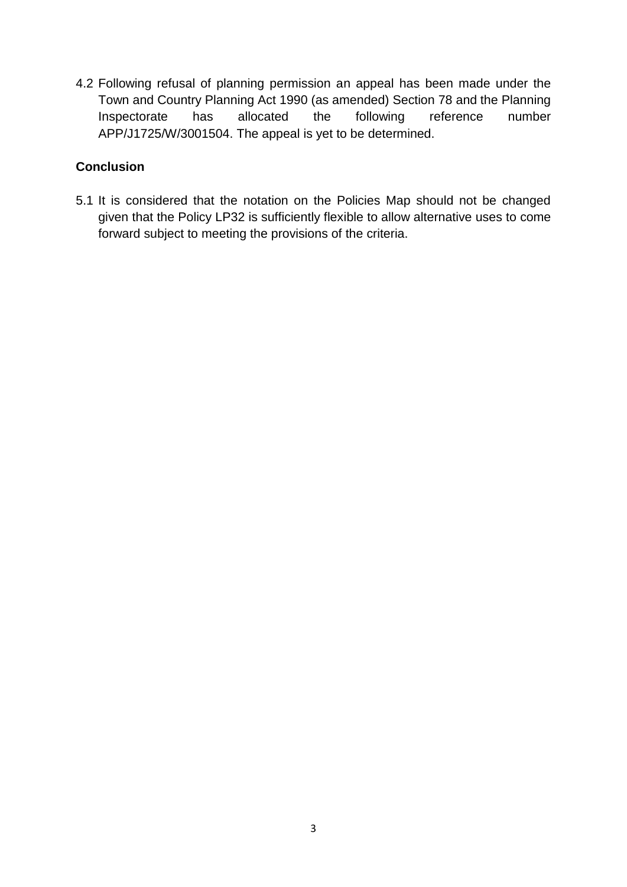4.2 Following refusal of planning permission an appeal has been made under the Town and Country Planning Act 1990 (as amended) Section 78 and the Planning Inspectorate has allocated the following reference number APP/J1725/W/3001504. The appeal is yet to be determined.

**Conclusion**

5.1 It is considered that the notation on the Policies Map should not be changed given that the Policy LP32 is sufficiently flexible to allow alternative uses to come forward subject to meeting the provisions of the criteria.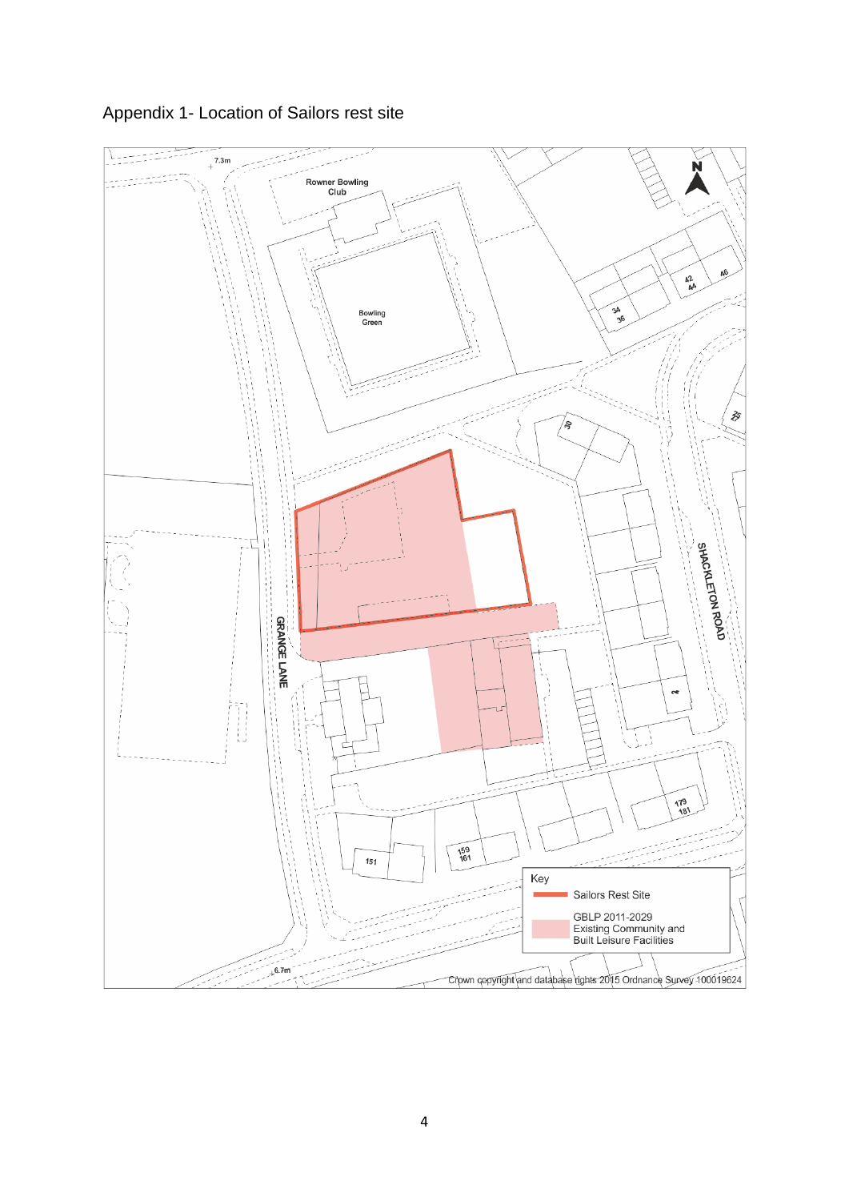Appendix 1- Location of Sailors rest site

7.3m

Rowner Bowling Club

Bowling Green

N

34 36

42 44

46

30

25 27

SHACKLETON ROAD

GRANGE LANE

2

179 181

159 161

151

6.7m

Key

Sailors Rest Site

GBLP 2011-2029 Existing Community and Built Leisure Facilities

Crown copyright and database rights 2015 Ordnance Survey 100019624